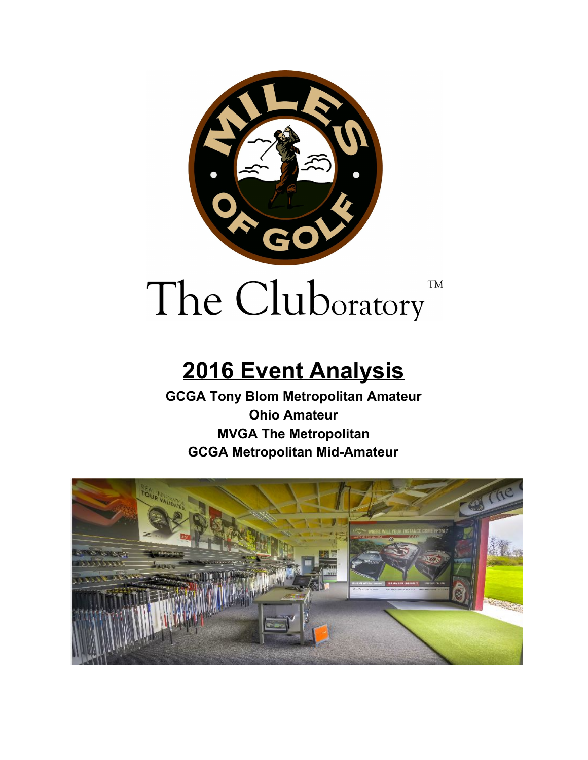The Cluboratory™

# 2016 Event Analysis

**GCGA Tony Blom Metropolitan Amateur**
**Ohio Amateur**
**MVGA The Metropolitan**
**GCGA Metropolitan Mid-Amateur**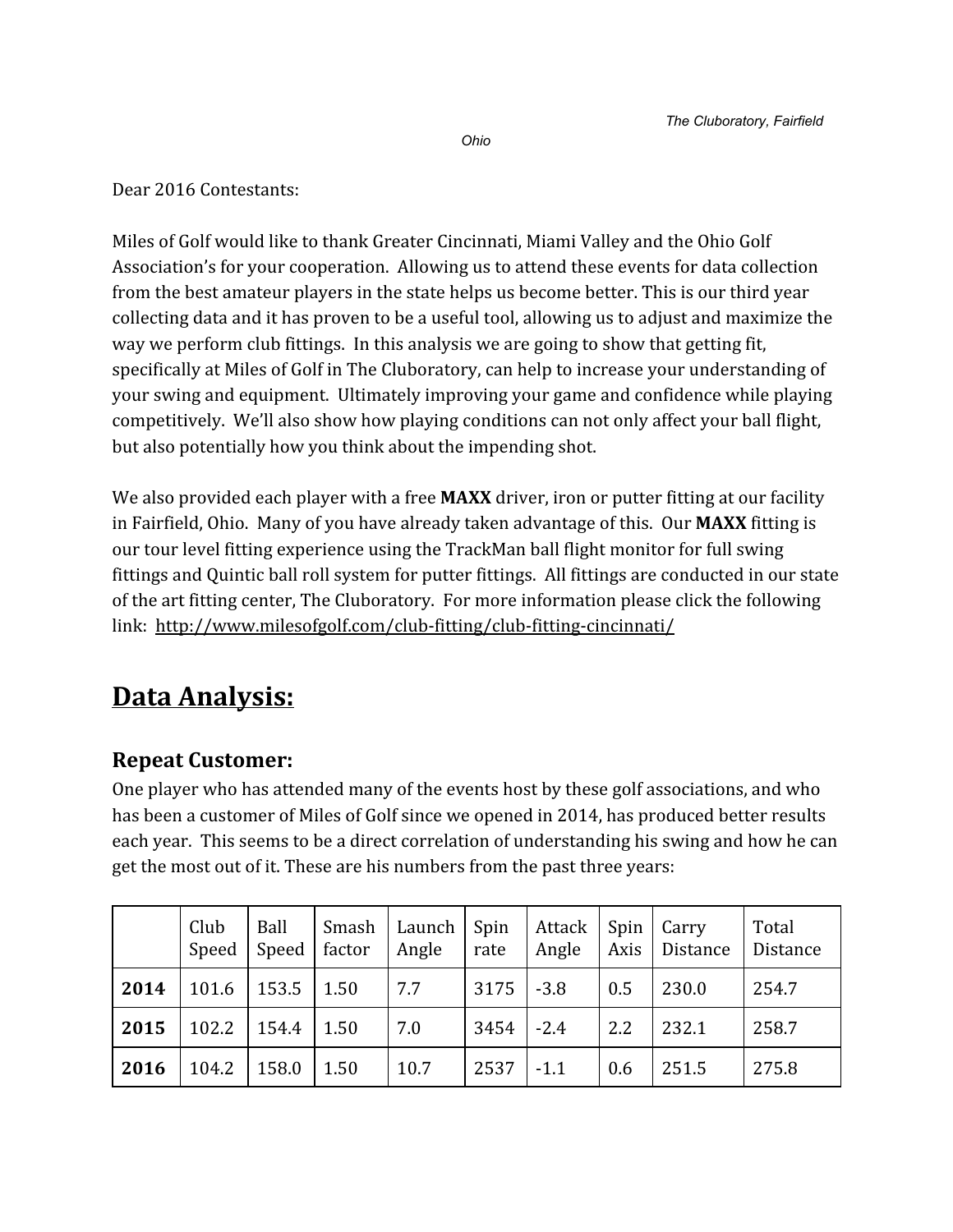*The Cluboratory, Fairfield Ohio*

Dear 2016 Contestants:

Miles of Golf would like to thank Greater Cincinnati, Miami Valley and the Ohio Golf Association's for your cooperation. Allowing us to attend these events for data collection from the best amateur players in the state helps us become better. This is our third year collecting data and it has proven to be a useful tool, allowing us to adjust and maximize the way we perform club fittings. In this analysis we are going to show that getting fit, specifically at Miles of Golf in The Cluboratory, can help to increase your understanding of your swing and equipment. Ultimately improving your game and confidence while playing competitively. We'll also show how playing conditions can not only affect your ball flight, but also potentially how you think about the impending shot.

We also provided each player with a free **MAXX** driver, iron or putter fitting at our facility in Fairfield, Ohio. Many of you have already taken advantage of this. Our **MAXX** fitting is our tour level fitting experience using the TrackMan ball flight monitor for full swing fittings and Quintic ball roll system for putter fittings. All fittings are conducted in our state of the art fitting center, The Cluboratory. For more information please click the following link: http://www.milesofgolf.com/club-fitting/club-fitting-cincinnati/

# Data Analysis:

## Repeat Customer:

One player who has attended many of the events host by these golf associations, and who has been a customer of Miles of Golf since we opened in 2014, has produced better results each year. This seems to be a direct correlation of understanding his swing and how he can get the most out of it. These are his numbers from the past three years:

| | Club Speed | Ball Speed | Smash factor | Launch Angle | Spin rate | Attack Angle | Spin Axis | Carry Distance | Total Distance |
|---|---|---|---|---|---|---|---|---|---|
| **2014** | 101.6 | 153.5 | 1.50 | 7.7 | 3175 | -3.8 | 0.5 | 230.0 | 254.7 |
| **2015** | 102.2 | 154.4 | 1.50 | 7.0 | 3454 | -2.4 | 2.2 | 232.1 | 258.7 |
| **2016** | 104.2 | 158.0 | 1.50 | 10.7 | 2537 | -1.1 | 0.6 | 251.5 | 275.8 |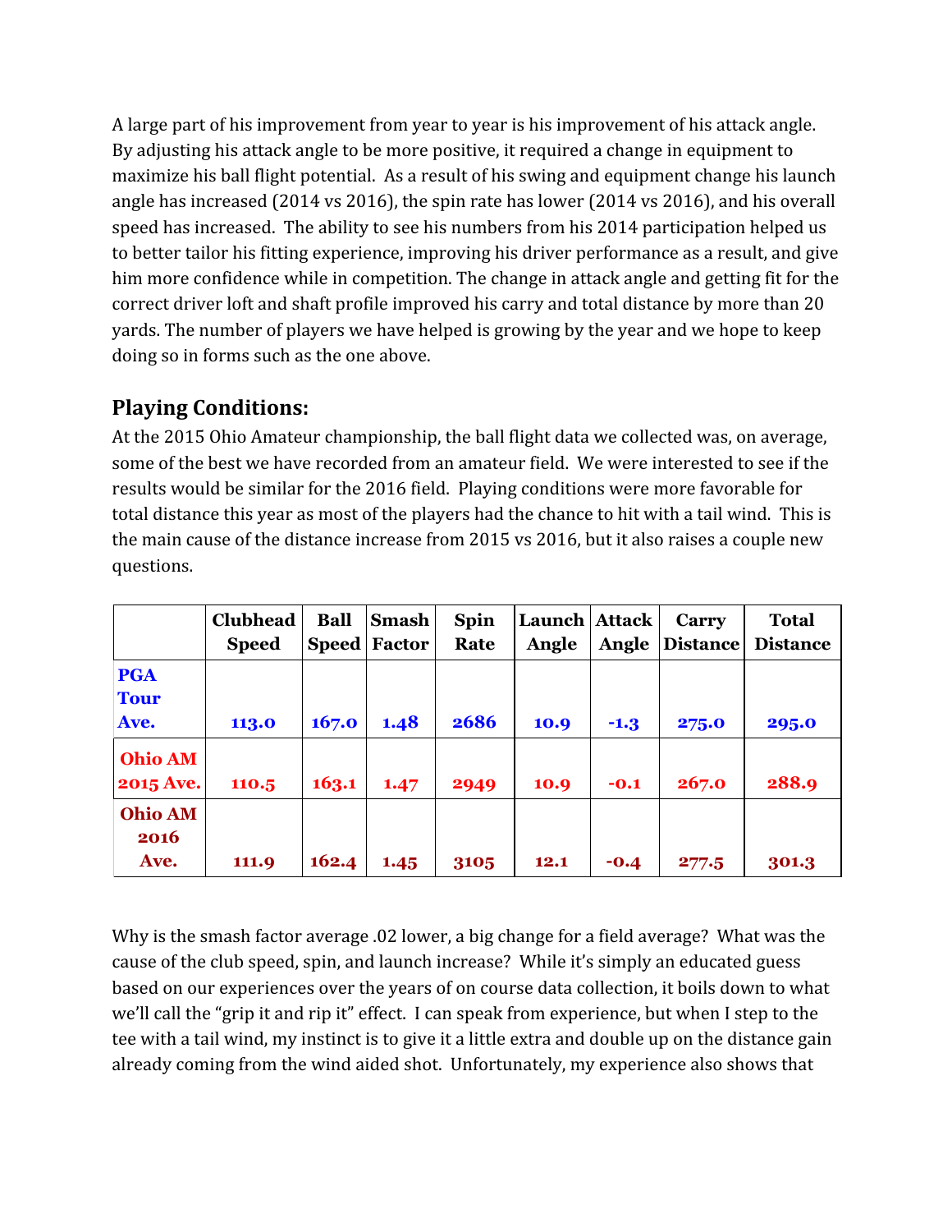A large part of his improvement from year to year is his improvement of his attack angle. By adjusting his attack angle to be more positive, it required a change in equipment to maximize his ball flight potential. As a result of his swing and equipment change his launch angle has increased (2014 vs 2016), the spin rate has lower (2014 vs 2016), and his overall speed has increased. The ability to see his numbers from his 2014 participation helped us to better tailor his fitting experience, improving his driver performance as a result, and give him more confidence while in competition. The change in attack angle and getting fit for the correct driver loft and shaft profile improved his carry and total distance by more than 20 yards. The number of players we have helped is growing by the year and we hope to keep doing so in forms such as the one above.

## Playing Conditions:

At the 2015 Ohio Amateur championship, the ball flight data we collected was, on average, some of the best we have recorded from an amateur field. We were interested to see if the results would be similar for the 2016 field. Playing conditions were more favorable for total distance this year as most of the players had the chance to hit with a tail wind. This is the main cause of the distance increase from 2015 vs 2016, but it also raises a couple new questions.

| | Clubhead Speed | Ball Speed | Smash Factor | Spin Rate | Launch Angle | Attack Angle | Carry Distance | Total Distance |
|---|---|---|---|---|---|---|---|---|
| **PGA Tour Ave.** | **113.0** | **167.0** | **1.48** | **2686** | **10.9** | **-1.3** | **275.0** | **295.0** |
| **Ohio AM 2015 Ave.** | **110.5** | **163.1** | **1.47** | **2949** | **10.9** | **-0.1** | **267.0** | **288.9** |
| **Ohio AM 2016 Ave.** | **111.9** | **162.4** | **1.45** | **3105** | **12.1** | **-0.4** | **277.5** | **301.3** |

Why is the smash factor average .02 lower, a big change for a field average? What was the cause of the club speed, spin, and launch increase? While it's simply an educated guess based on our experiences over the years of on course data collection, it boils down to what we'll call the "grip it and rip it" effect. I can speak from experience, but when I step to the tee with a tail wind, my instinct is to give it a little extra and double up on the distance gain already coming from the wind aided shot. Unfortunately, my experience also shows that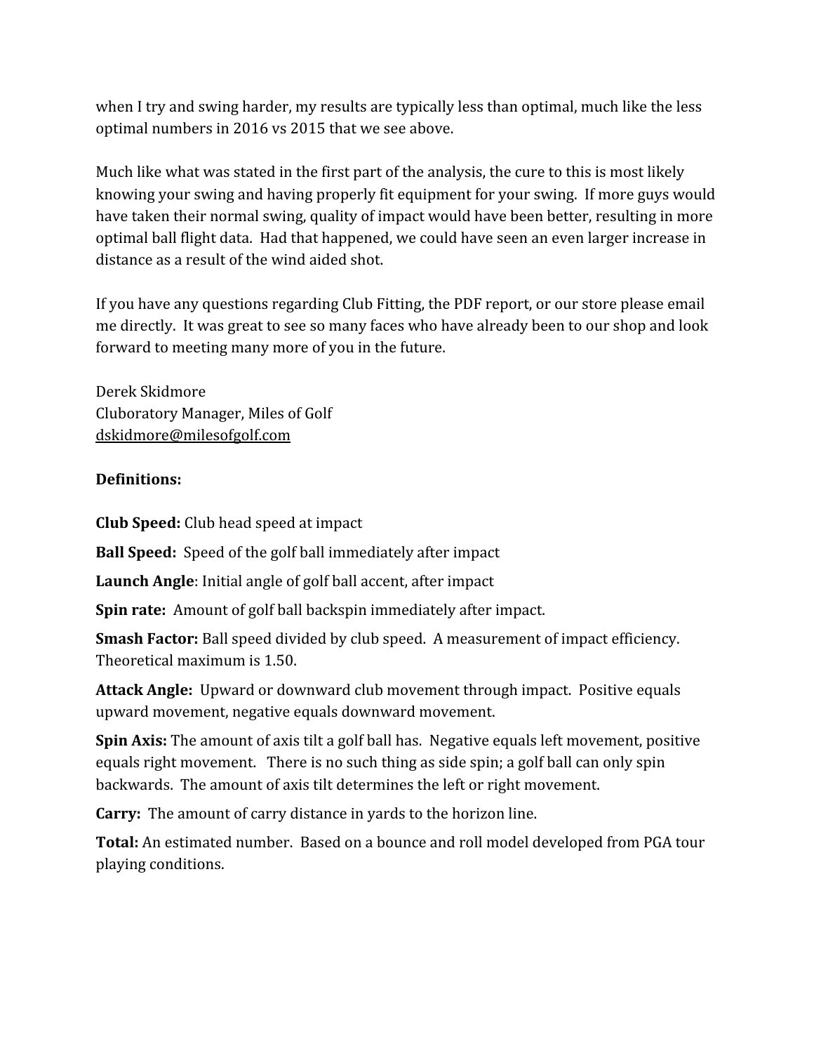when I try and swing harder, my results are typically less than optimal, much like the less optimal numbers in 2016 vs 2015 that we see above.

Much like what was stated in the first part of the analysis, the cure to this is most likely knowing your swing and having properly fit equipment for your swing. If more guys would have taken their normal swing, quality of impact would have been better, resulting in more optimal ball flight data. Had that happened, we could have seen an even larger increase in distance as a result of the wind aided shot.

If you have any questions regarding Club Fitting, the PDF report, or our store please email me directly. It was great to see so many faces who have already been to our shop and look forward to meeting many more of you in the future.

Derek Skidmore
Cluboratory Manager, Miles of Golf
dskidmore@milesofgolf.com

**Definitions:**

**Club Speed:** Club head speed at impact

**Ball Speed:** Speed of the golf ball immediately after impact

**Launch Angle**: Initial angle of golf ball accent, after impact

**Spin rate:** Amount of golf ball backspin immediately after impact.

**Smash Factor:** Ball speed divided by club speed. A measurement of impact efficiency. Theoretical maximum is 1.50.

**Attack Angle:** Upward or downward club movement through impact. Positive equals upward movement, negative equals downward movement.

**Spin Axis:** The amount of axis tilt a golf ball has. Negative equals left movement, positive equals right movement. There is no such thing as side spin; a golf ball can only spin backwards. The amount of axis tilt determines the left or right movement.

**Carry:** The amount of carry distance in yards to the horizon line.

**Total:** An estimated number. Based on a bounce and roll model developed from PGA tour playing conditions.